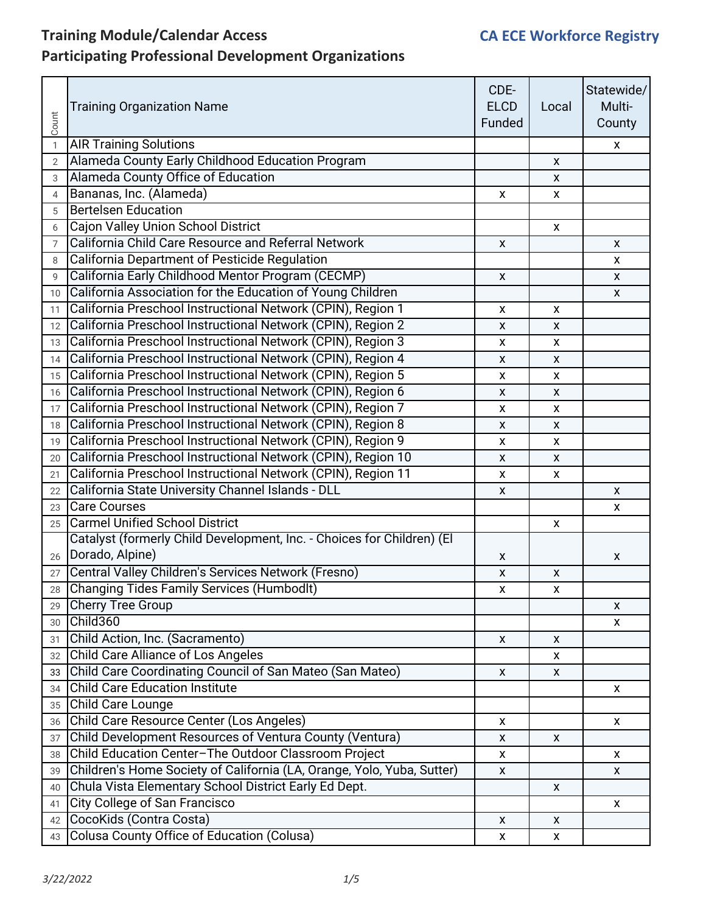# Training Module/Calendar Access

## Participating Professional Development Organizations

**CA ECE Workforce Registry**

| Count | Training Organization Name | CDE-ELCD Funded | Local | Statewide/ Multi-County |
|---|---|---|---|---|
| 1 | AIR Training Solutions | | | x |
| 2 | Alameda County Early Childhood Education Program | | x | |
| 3 | Alameda County Office of Education | | x | |
| 4 | Bananas, Inc. (Alameda) | x | x | |
| 5 | Bertelsen Education | | | |
| 6 | Cajon Valley Union School District | | x | |
| 7 | California Child Care Resource and Referral Network | x | | x |
| 8 | California Department of Pesticide Regulation | | | x |
| 9 | California Early Childhood Mentor Program (CECMP) | x | | x |
| 10 | California Association for the Education of Young Children | | | x |
| 11 | California Preschool Instructional Network (CPIN), Region 1 | x | x | |
| 12 | California Preschool Instructional Network (CPIN), Region 2 | x | x | |
| 13 | California Preschool Instructional Network (CPIN), Region 3 | x | x | |
| 14 | California Preschool Instructional Network (CPIN), Region 4 | x | x | |
| 15 | California Preschool Instructional Network (CPIN), Region 5 | x | x | |
| 16 | California Preschool Instructional Network (CPIN), Region 6 | x | x | |
| 17 | California Preschool Instructional Network (CPIN), Region 7 | x | x | |
| 18 | California Preschool Instructional Network (CPIN), Region 8 | x | x | |
| 19 | California Preschool Instructional Network (CPIN), Region 9 | x | x | |
| 20 | California Preschool Instructional Network (CPIN), Region 10 | x | x | |
| 21 | California Preschool Instructional Network (CPIN), Region 11 | x | x | |
| 22 | California State University Channel Islands - DLL | x | | x |
| 23 | Care Courses | | | x |
| 25 | Carmel Unified School District | | x | |
| 26 | Catalyst (formerly Child Development, Inc. - Choices for Children) (El Dorado, Alpine) | x | | x |
| 27 | Central Valley Children's Services Network (Fresno) | x | x | |
| 28 | Changing Tides Family Services (Humbodlt) | x | x | |
| 29 | Cherry Tree Group | | | x |
| 30 | Child360 | | | x |
| 31 | Child Action, Inc. (Sacramento) | x | x | |
| 32 | Child Care Alliance of Los Angeles | | x | |
| 33 | Child Care Coordinating Council of San Mateo (San Mateo) | x | x | |
| 34 | Child Care Education Institute | | | x |
| 35 | Child Care Lounge | | | |
| 36 | Child Care Resource Center (Los Angeles) | x | | x |
| 37 | Child Development Resources of Ventura County (Ventura) | x | x | |
| 38 | Child Education Center–The Outdoor Classroom Project | x | | x |
| 39 | Children's Home Society of California (LA, Orange, Yolo, Yuba, Sutter) | x | | x |
| 40 | Chula Vista Elementary School District Early Ed Dept. | | x | |
| 41 | City College of San Francisco | | | x |
| 42 | CocoKids (Contra Costa) | x | x | |
| 43 | Colusa County Office of Education (Colusa) | x | x | |

*3/22/2022*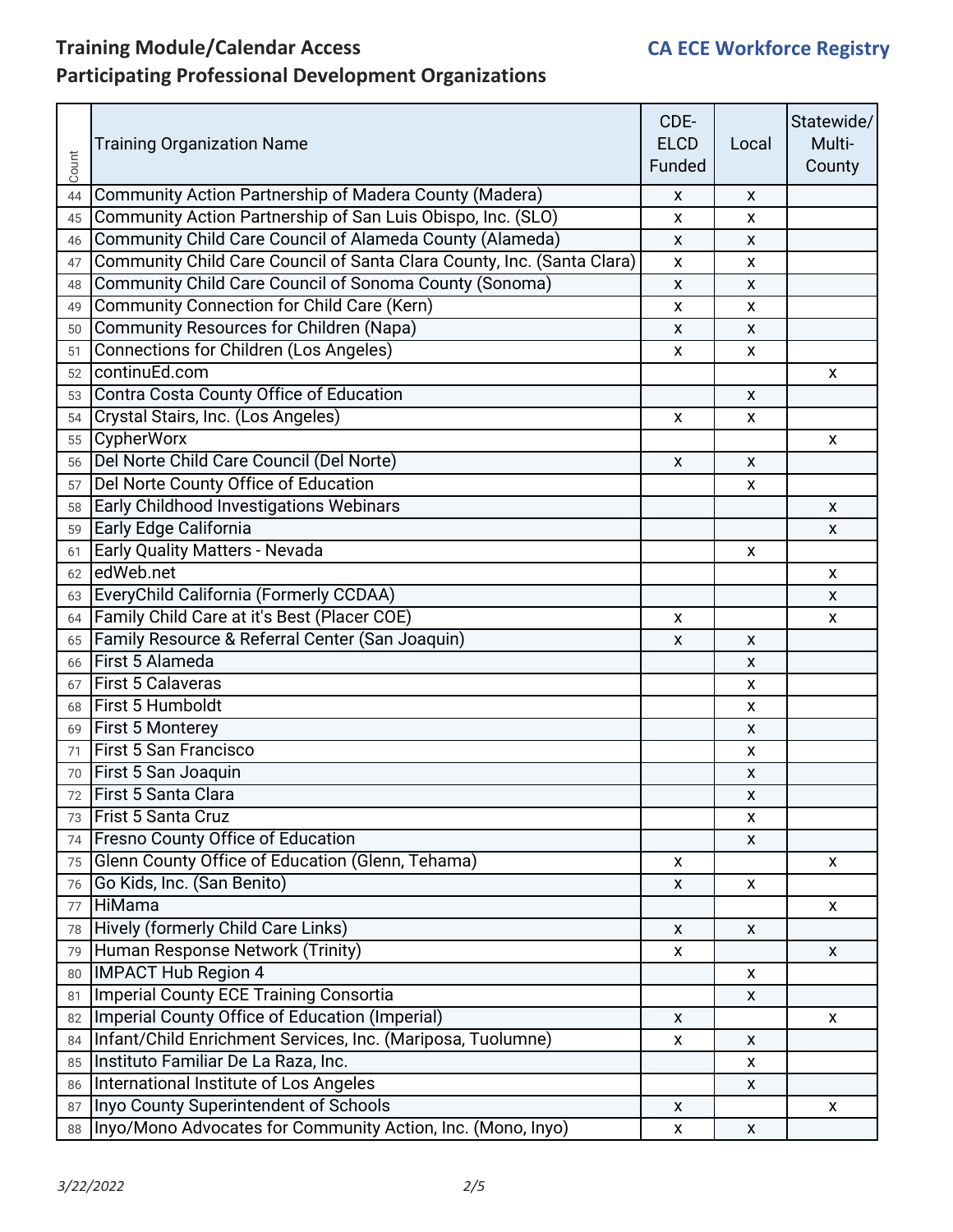## Training Module/Calendar Access

## Participating Professional Development Organizations

**CA ECE Workforce Registry**

| Count | Training Organization Name | CDE-ELCD Funded | Local | Statewide/ Multi-County |
|---|---|---|---|---|
| 44 | Community Action Partnership of Madera County (Madera) | x | x | |
| 45 | Community Action Partnership of San Luis Obispo, Inc. (SLO) | x | x | |
| 46 | Community Child Care Council of Alameda County (Alameda) | x | x | |
| 47 | Community Child Care Council of Santa Clara County, Inc. (Santa Clara) | x | x | |
| 48 | Community Child Care Council of Sonoma County (Sonoma) | x | x | |
| 49 | Community Connection for Child Care (Kern) | x | x | |
| 50 | Community Resources for Children (Napa) | x | x | |
| 51 | Connections for Children (Los Angeles) | x | x | |
| 52 | continuEd.com | | | x |
| 53 | Contra Costa County Office of Education | | x | |
| 54 | Crystal Stairs, Inc. (Los Angeles) | x | x | |
| 55 | CypherWorx | | | x |
| 56 | Del Norte Child Care Council (Del Norte) | x | x | |
| 57 | Del Norte County Office of Education | | x | |
| 58 | Early Childhood Investigations Webinars | | | x |
| 59 | Early Edge California | | | x |
| 61 | Early Quality Matters - Nevada | | x | |
| 62 | edWeb.net | | | x |
| 63 | EveryChild California (Formerly CCDAA) | | | x |
| 64 | Family Child Care at it's Best (Placer COE) | x | | x |
| 65 | Family Resource & Referral Center (San Joaquin) | x | x | |
| 66 | First 5 Alameda | | x | |
| 67 | First 5 Calaveras | | x | |
| 68 | First 5 Humboldt | | x | |
| 69 | First 5 Monterey | | x | |
| 71 | First 5 San Francisco | | x | |
| 70 | First 5 San Joaquin | | x | |
| 72 | First 5 Santa Clara | | x | |
| 73 | Frist 5 Santa Cruz | | x | |
| 74 | Fresno County Office of Education | | x | |
| 75 | Glenn County Office of Education (Glenn, Tehama) | x | | x |
| 76 | Go Kids, Inc. (San Benito) | x | x | |
| 77 | HiMama | | | x |
| 78 | Hively (formerly Child Care Links) | x | x | |
| 79 | Human Response Network (Trinity) | x | | x |
| 80 | IMPACT Hub Region 4 | | x | |
| 81 | Imperial County ECE Training Consortia | | x | |
| 82 | Imperial County Office of Education (Imperial) | x | | x |
| 84 | Infant/Child Enrichment Services, Inc. (Mariposa, Tuolumne) | x | x | |
| 85 | Instituto Familiar De La Raza, Inc. | | x | |
| 86 | International Institute of Los Angeles | | x | |
| 87 | Inyo County Superintendent of Schools | x | | x |
| 88 | Inyo/Mono Advocates for Community Action, Inc. (Mono, Inyo) | x | x | |

*3/22/2022*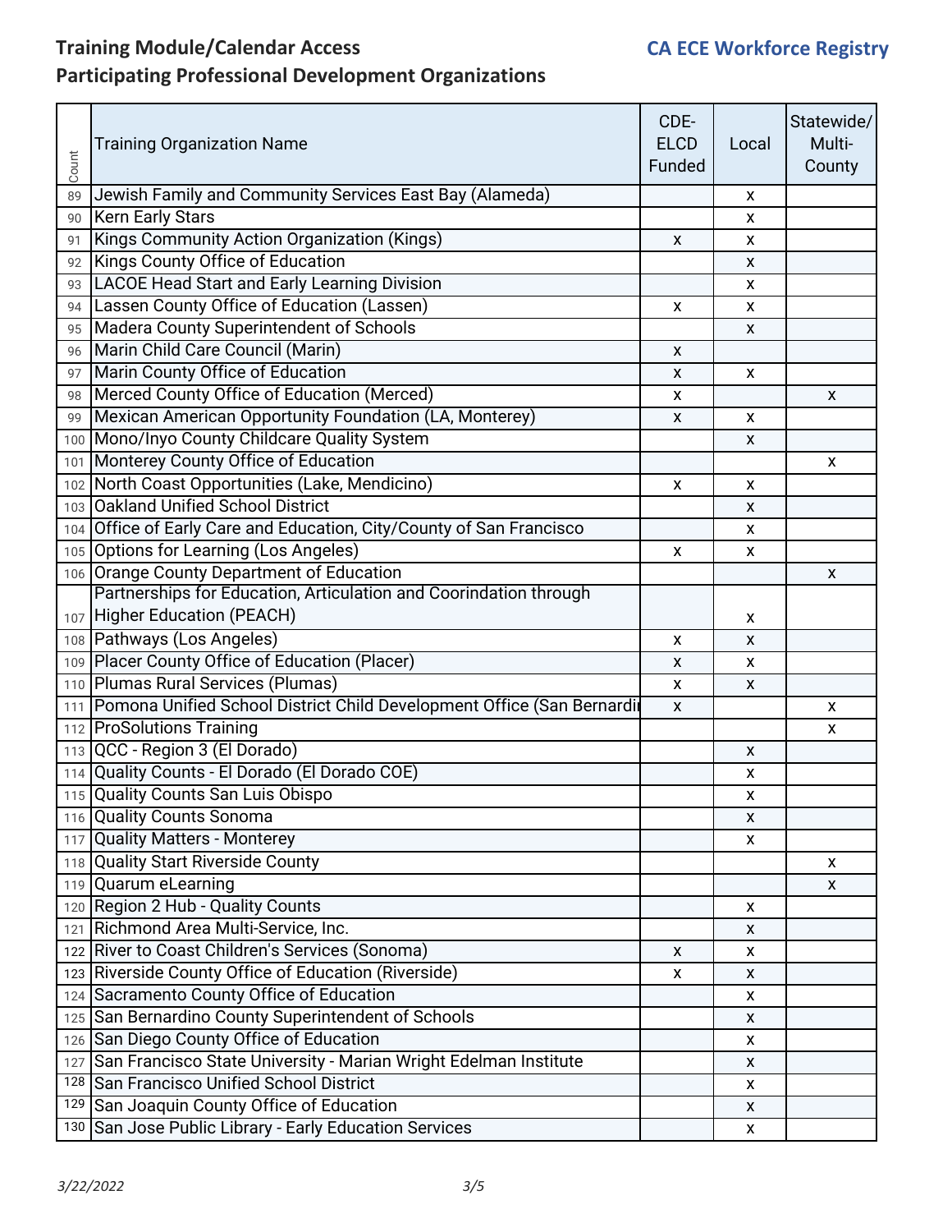# Training Module/Calendar Access

## Participating Professional Development Organizations

**CA ECE Workforce Registry**

| Count | Training Organization Name | CDE-ELCD Funded | Local | Statewide/ Multi-County |
|---|---|---|---|---|
| 89 | Jewish Family and Community Services East Bay (Alameda) | | x | |
| 90 | Kern Early Stars | | x | |
| 91 | Kings Community Action Organization (Kings) | x | x | |
| 92 | Kings County Office of Education | | x | |
| 93 | LACOE Head Start and Early Learning Division | | x | |
| 94 | Lassen County Office of Education (Lassen) | x | x | |
| 95 | Madera County Superintendent of Schools | | x | |
| 96 | Marin Child Care Council (Marin) | x | | |
| 97 | Marin County Office of Education | x | x | |
| 98 | Merced County Office of Education (Merced) | x | | x |
| 99 | Mexican American Opportunity Foundation (LA, Monterey) | x | x | |
| 100 | Mono/Inyo County Childcare Quality System | | x | |
| 101 | Monterey County Office of Education | | | x |
| 102 | North Coast Opportunities (Lake, Mendicino) | x | x | |
| 103 | Oakland Unified School District | | x | |
| 104 | Office of Early Care and Education, City/County of San Francisco | | x | |
| 105 | Options for Learning (Los Angeles) | x | x | |
| 106 | Orange County Department of Education | | | x |
| 107 | Partnerships for Education, Articulation and Coorindation through Higher Education (PEACH) | | x | |
| 108 | Pathways (Los Angeles) | x | x | |
| 109 | Placer County Office of Education (Placer) | x | x | |
| 110 | Plumas Rural Services (Plumas) | x | x | |
| 111 | Pomona Unified School District Child Development Office (San Bernardi | x | | x |
| 112 | ProSolutions Training | | | x |
| 113 | QCC - Region 3 (El Dorado) | | x | |
| 114 | Quality Counts - El Dorado (El Dorado COE) | | x | |
| 115 | Quality Counts San Luis Obispo | | x | |
| 116 | Quality Counts Sonoma | | x | |
| 117 | Quality Matters - Monterey | | x | |
| 118 | Quality Start Riverside County | | | x |
| 119 | Quarum eLearning | | | x |
| 120 | Region 2 Hub - Quality Counts | | x | |
| 121 | Richmond Area Multi-Service, Inc. | | x | |
| 122 | River to Coast Children's Services (Sonoma) | x | x | |
| 123 | Riverside County Office of Education (Riverside) | x | x | |
| 124 | Sacramento County Office of Education | | x | |
| 125 | San Bernardino County Superintendent of Schools | | x | |
| 126 | San Diego County Office of Education | | x | |
| 127 | San Francisco State University - Marian Wright Edelman Institute | | x | |
| 128 | San Francisco Unified School District | | x | |
| 129 | San Joaquin County Office of Education | | x | |
| 130 | San Jose Public Library - Early Education Services | | x | |

3/22/2022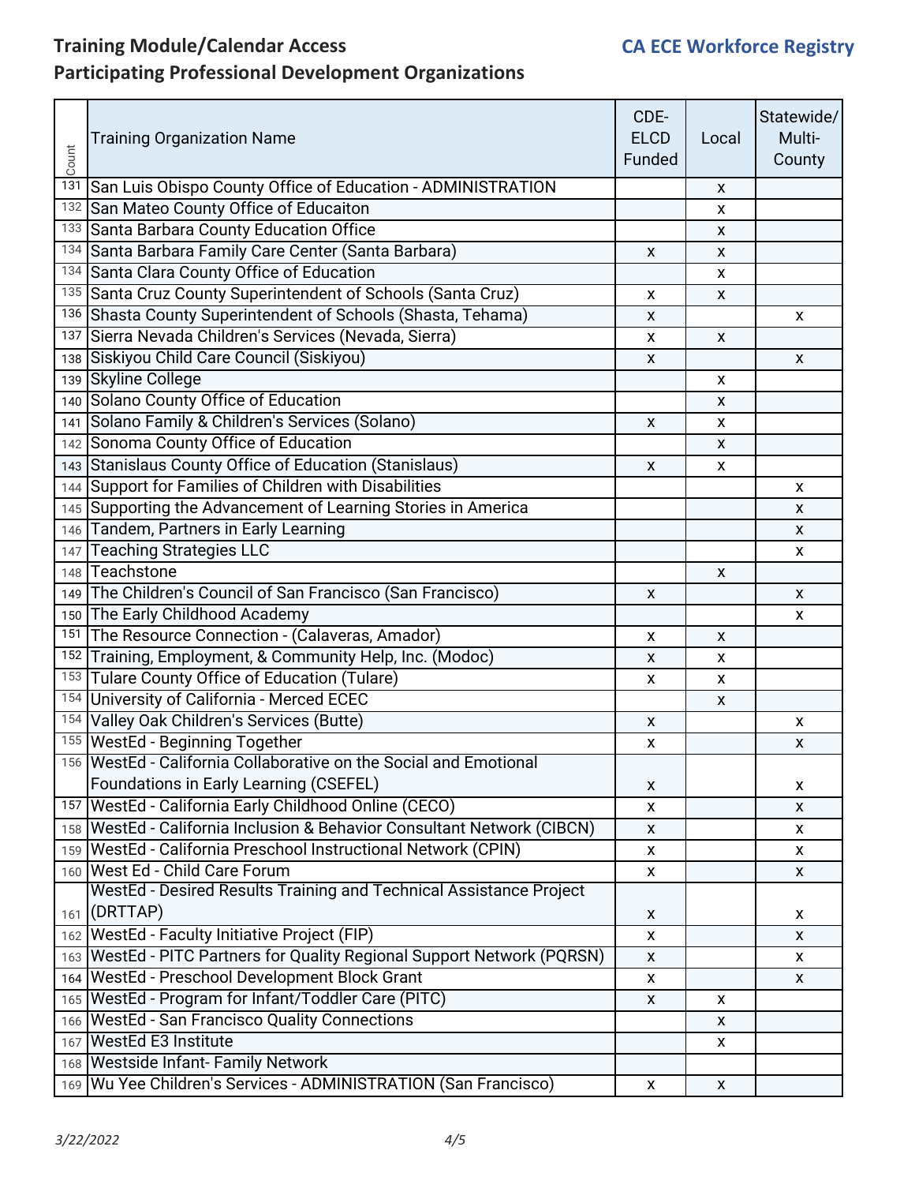## Training Module/Calendar Access

**CA ECE Workforce Registry**

## Participating Professional Development Organizations

| Count | Training Organization Name | CDE-ELCD Funded | Local | Statewide/ Multi-County |
|---|---|---|---|---|
| 131 | San Luis Obispo County Office of Education - ADMINISTRATION | | x | |
| 132 | San Mateo County Office of Educaiton | | x | |
| 133 | Santa Barbara County Education Office | | x | |
| 134 | Santa Barbara Family Care Center (Santa Barbara) | x | x | |
| 134 | Santa Clara County Office of Education | | x | |
| 135 | Santa Cruz County Superintendent of Schools (Santa Cruz) | x | x | |
| 136 | Shasta County Superintendent of Schools (Shasta, Tehama) | x | | x |
| 137 | Sierra Nevada Children's Services (Nevada, Sierra) | x | x | |
| 138 | Siskiyou Child Care Council (Siskiyou) | x | | x |
| 139 | Skyline College | | x | |
| 140 | Solano County Office of Education | | x | |
| 141 | Solano Family & Children's Services (Solano) | x | x | |
| 142 | Sonoma County Office of Education | | x | |
| 143 | Stanislaus County Office of Education (Stanislaus) | x | x | |
| 144 | Support for Families of Children with Disabilities | | | x |
| 145 | Supporting the Advancement of Learning Stories in America | | | x |
| 146 | Tandem, Partners in Early Learning | | | x |
| 147 | Teaching Strategies LLC | | | x |
| 148 | Teachstone | | x | |
| 149 | The Children's Council of San Francisco (San Francisco) | x | | x |
| 150 | The Early Childhood Academy | | | x |
| 151 | The Resource Connection - (Calaveras, Amador) | x | x | |
| 152 | Training, Employment, & Community Help, Inc. (Modoc) | x | x | |
| 153 | Tulare County Office of Education (Tulare) | x | x | |
| 154 | University of California - Merced ECEC | | x | |
| 154 | Valley Oak Children's Services (Butte) | x | | x |
| 155 | WestEd - Beginning Together | x | | x |
| 156 | WestEd - California Collaborative on the Social and Emotional Foundations in Early Learning (CSEFEL) | x | | x |
| 157 | WestEd - California Early Childhood Online (CECO) | x | | x |
| 158 | WestEd - California Inclusion & Behavior Consultant Network (CIBCN) | x | | x |
| 159 | WestEd - California Preschool Instructional Network (CPIN) | x | | x |
| 160 | West Ed - Child Care Forum | x | | x |
| 161 | WestEd - Desired Results Training and Technical Assistance Project (DRTTAP) | x | | x |
| 162 | WestEd - Faculty Initiative Project (FIP) | x | | x |
| 163 | WestEd - PITC Partners for Quality Regional Support Network (PQRSN) | x | | x |
| 164 | WestEd - Preschool Development Block Grant | x | | x |
| 165 | WestEd - Program for Infant/Toddler Care (PITC) | x | x | |
| 166 | WestEd - San Francisco Quality Connections | | x | |
| 167 | WestEd E3 Institute | | x | |
| 168 | Westside Infant- Family Network | | | |
| 169 | Wu Yee Children's Services - ADMINISTRATION (San Francisco) | x | x | |

*3/22/2022*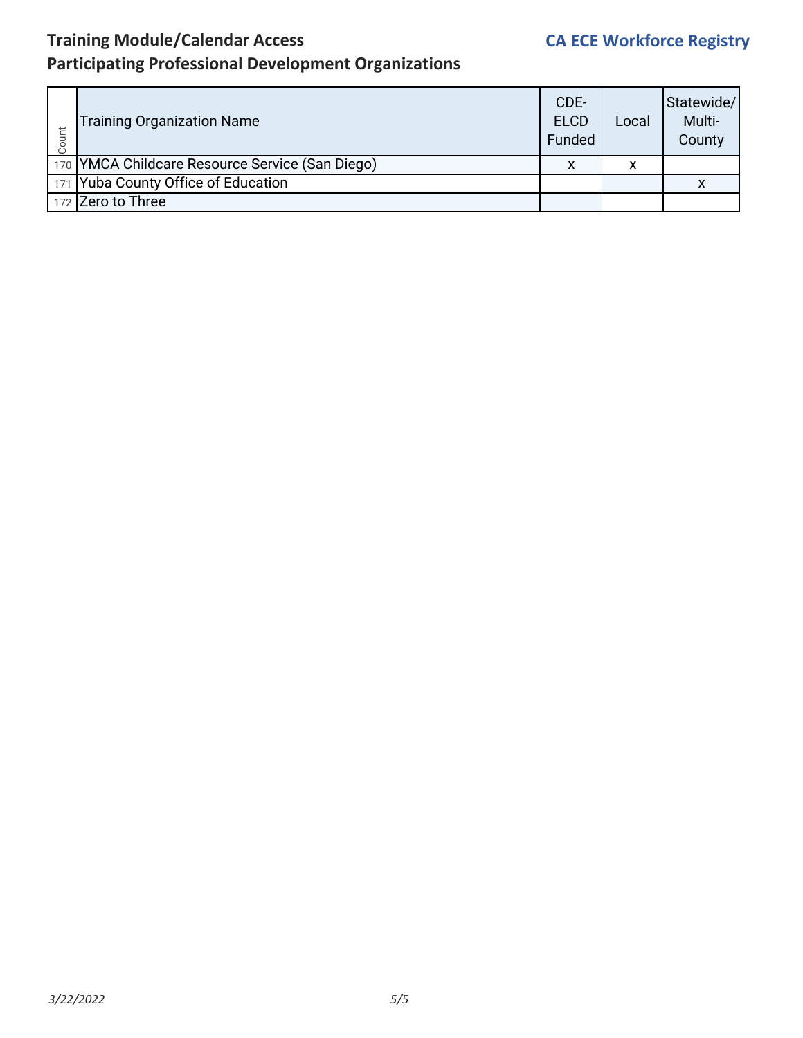## Training Module/Calendar Access

## Participating Professional Development Organizations

**CA ECE Workforce Registry**

| Count | Training Organization Name | CDE-ELCD Funded | Local | Statewide/ Multi-County |
|---|---|---|---|---|
| 170 | YMCA Childcare Resource Service (San Diego) | x | x | |
| 171 | Yuba County Office of Education | | | x |
| 172 | Zero to Three | | | |

*3/22/2022*